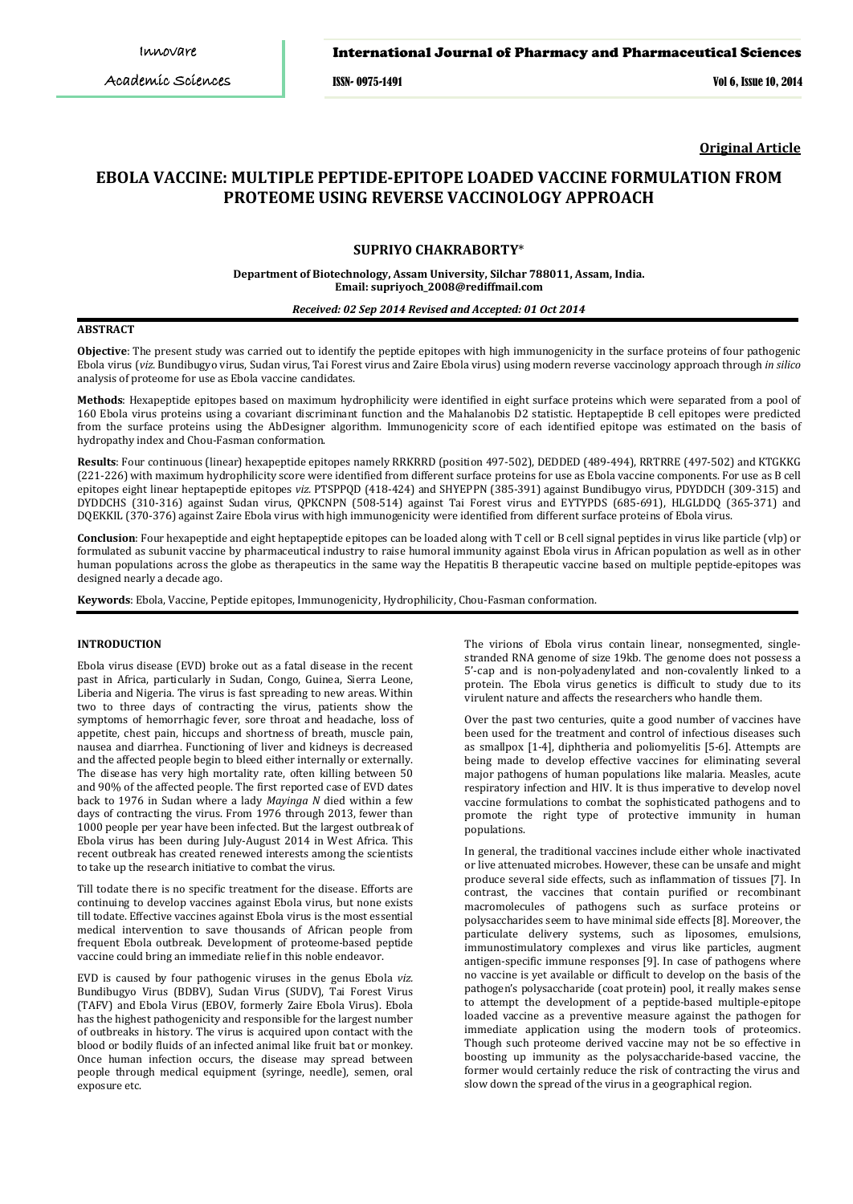**Original Article**

# EBOLA VACCINE: MULTIPLE PEPTIDE-EPITOPE LOADED VACCINE FORMULATION FROM PROTEOME USING REVERSE VACCINOLOGY APPROACH

**SUPRIYO CHAKRABORTY***

**Department of Biotechnology, Assam University, Silchar 788011, Assam, India.**
**Email: supriyoch_2008@rediffmail.com**

*Received: 02 Sep 2014 Revised and Accepted: 01 Oct 2014*

## ABSTRACT

**Objective**: The present study was carried out to identify the peptide epitopes with high immunogenicity in the surface proteins of four pathogenic Ebola virus (*viz.* Bundibugyo virus, Sudan virus, Tai Forest virus and Zaire Ebola virus) using modern reverse vaccinology approach through *in silico* analysis of proteome for use as Ebola vaccine candidates.

**Methods**: Hexapeptide epitopes based on maximum hydrophilicity were identified in eight surface proteins which were separated from a pool of 160 Ebola virus proteins using a covariant discriminant function and the Mahalanobis D2 statistic. Heptapeptide B cell epitopes were predicted from the surface proteins using the AbDesigner algorithm. Immunogenicity score of each identified epitope was estimated on the basis of hydropathy index and Chou-Fasman conformation.

**Results**: Four continuous (linear) hexapeptide epitopes namely RRKRRD (position 497-502), DEDDED (489-494), RRTRRE (497-502) and KTGKKG (221-226) with maximum hydrophilicity score were identified from different surface proteins for use as Ebola vaccine components. For use as B cell epitopes eight linear heptapeptide epitopes *viz.* PTSPPQD (418-424) and SHYEPPN (385-391) against Bundibugyo virus, PDYDDCH (309-315) and DYDDCHS (310-316) against Sudan virus, QPKCNPN (508-514) against Tai Forest virus and EYTYPDS (685-691), HLGLDDQ (365-371) and DQEKKIL (370-376) against Zaire Ebola virus with high immunogenicity were identified from different surface proteins of Ebola virus.

**Conclusion**: Four hexapeptide and eight heptapeptide epitopes can be loaded along with T cell or B cell signal peptides in virus like particle (vlp) or formulated as subunit vaccine by pharmaceutical industry to raise humoral immunity against Ebola virus in African population as well as in other human populations across the globe as therapeutics in the same way the Hepatitis B therapeutic vaccine based on multiple peptide-epitopes was designed nearly a decade ago.

**Keywords**: Ebola, Vaccine, Peptide epitopes, Immunogenicity, Hydrophilicity, Chou-Fasman conformation.

## INTRODUCTION

Ebola virus disease (EVD) broke out as a fatal disease in the recent past in Africa, particularly in Sudan, Congo, Guinea, Sierra Leone, Liberia and Nigeria. The virus is fast spreading to new areas. Within two to three days of contracting the virus, patients show the symptoms of hemorrhagic fever, sore throat and headache, loss of appetite, chest pain, hiccups and shortness of breath, muscle pain, nausea and diarrhea. Functioning of liver and kidneys is decreased and the affected people begin to bleed either internally or externally. The disease has very high mortality rate, often killing between 50 and 90% of the affected people. The first reported case of EVD dates back to 1976 in Sudan where a lady *Mayinga N* died within a few days of contracting the virus. From 1976 through 2013, fewer than 1000 people per year have been infected. But the largest outbreak of Ebola virus has been during July-August 2014 in West Africa. This recent outbreak has created renewed interests among the scientists to take up the research initiative to combat the virus.

Till todate there is no specific treatment for the disease. Efforts are continuing to develop vaccines against Ebola virus, but none exists till todate. Effective vaccines against Ebola virus is the most essential medical intervention to save thousands of African people from frequent Ebola outbreak. Development of proteome-based peptide vaccine could bring an immediate relief in this noble endeavor.

EVD is caused by four pathogenic viruses in the genus Ebola *viz.* Bundibugyo Virus (BDBV), Sudan Virus (SUDV), Tai Forest Virus (TAFV) and Ebola Virus (EBOV, formerly Zaire Ebola Virus). Ebola has the highest pathogenicity and responsible for the largest number of outbreaks in history. The virus is acquired upon contact with the blood or bodily fluids of an infected animal like fruit bat or monkey. Once human infection occurs, the disease may spread between people through medical equipment (syringe, needle), semen, oral exposure etc.

The virions of Ebola virus contain linear, nonsegmented, single-stranded RNA genome of size 19kb. The genome does not possess a 5'-cap and is non-polyadenylated and non-covalently linked to a protein. The Ebola virus genetics is difficult to study due to its virulent nature and affects the researchers who handle them.

Over the past two centuries, quite a good number of vaccines have been used for the treatment and control of infectious diseases such as smallpox [1-4], diphtheria and poliomyelitis [5-6]. Attempts are being made to develop effective vaccines for eliminating several major pathogens of human populations like malaria. Measles, acute respiratory infection and HIV. It is thus imperative to develop novel vaccine formulations to combat the sophisticated pathogens and to promote the right type of protective immunity in human populations.

In general, the traditional vaccines include either whole inactivated or live attenuated microbes. However, these can be unsafe and might produce several side effects, such as inflammation of tissues [7]. In contrast, the vaccines that contain purified or recombinant macromolecules of pathogens such as surface proteins or polysaccharides seem to have minimal side effects [8]. Moreover, the particulate delivery systems, such as liposomes, emulsions, immunostimulatory complexes and virus like particles, augment antigen-specific immune responses [9]. In case of pathogens where no vaccine is yet available or difficult to develop on the basis of the pathogen's polysaccharide (coat protein) pool, it really makes sense to attempt the development of a peptide-based multiple-epitope loaded vaccine as a preventive measure against the pathogen for immediate application using the modern tools of proteomics. Though such proteome derived vaccine may not be so effective in boosting up immunity as the polysaccharide-based vaccine, the former would certainly reduce the risk of contracting the virus and slow down the spread of the virus in a geographical region.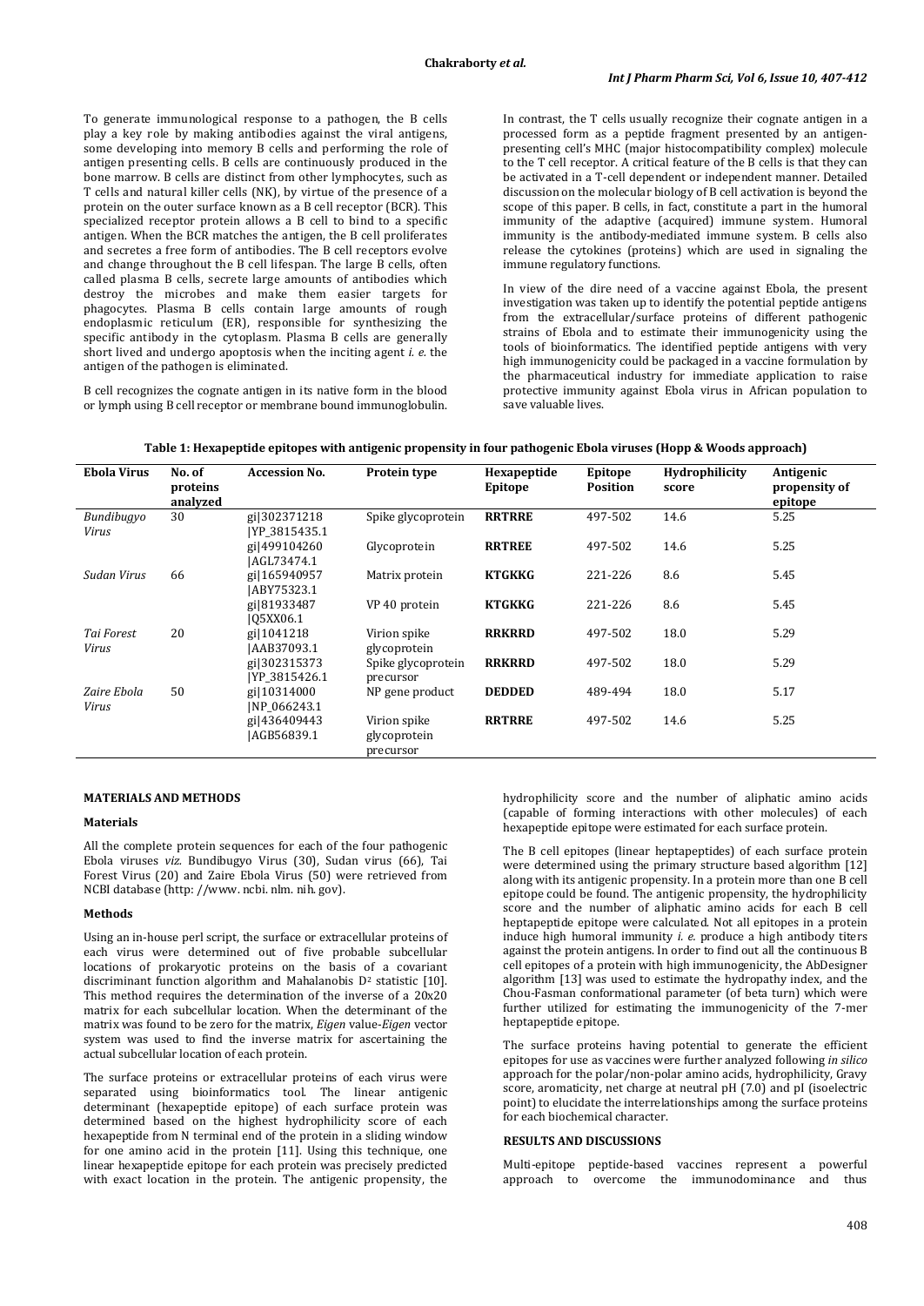To generate immunological response to a pathogen, the B cells play a key role by making antibodies against the viral antigens, some developing into memory B cells and performing the role of antigen presenting cells. B cells are continuously produced in the bone marrow. B cells are distinct from other lymphocytes, such as T cells and natural killer cells (NK), by virtue of the presence of a protein on the outer surface known as a B cell receptor (BCR). This specialized receptor protein allows a B cell to bind to a specific antigen. When the BCR matches the antigen, the B cell proliferates and secretes a free form of antibodies. The B cell receptors evolve and change throughout the B cell lifespan. The large B cells, often called plasma B cells, secrete large amounts of antibodies which destroy the microbes and make them easier targets for phagocytes. Plasma B cells contain large amounts of rough endoplasmic reticulum (ER), responsible for synthesizing the specific antibody in the cytoplasm. Plasma B cells are generally short lived and undergo apoptosis when the inciting agent *i. e.* the antigen of the pathogen is eliminated.

B cell recognizes the cognate antigen in its native form in the blood or lymph using B cell receptor or membrane bound immunoglobulin. In contrast, the T cells usually recognize their cognate antigen in a processed form as a peptide fragment presented by an antigen-presenting cell's MHC (major histocompatibility complex) molecule to the T cell receptor. A critical feature of the B cells is that they can be activated in a T-cell dependent or independent manner. Detailed discussion on the molecular biology of B cell activation is beyond the scope of this paper. B cells, in fact, constitute a part in the humoral immunity of the adaptive (acquired) immune system. Humoral immunity is the antibody-mediated immune system. B cells also release the cytokines (proteins) which are used in signaling the immune regulatory functions.

In view of the dire need of a vaccine against Ebola, the present investigation was taken up to identify the potential peptide antigens from the extracellular/surface proteins of different pathogenic strains of Ebola and to estimate their immunogenicity using the tools of bioinformatics. The identified peptide antigens with very high immunogenicity could be packaged in a vaccine formulation by the pharmaceutical industry for immediate application to raise protective immunity against Ebola virus in African population to save valuable lives.

**Table 1: Hexapeptide epitopes with antigenic propensity in four pathogenic Ebola viruses (Hopp & Woods approach)**

| Ebola Virus | No. of proteins analyzed | Accession No. | Protein type | Hexapeptide Epitope | Epitope Position | Hydrophilicity score | Antigenic propensity of epitope |
|---|---|---|---|---|---|---|---|
| *Bundibugyo Virus* | 30 | gi\|302371218 \|YP_3815435.1 | Spike glycoprotein | **RRTRRE** | 497-502 | 14.6 | 5.25 |
| | | gi\|499104260 \|AGL73474.1 | Glycoprotein | **RRTREE** | 497-502 | 14.6 | 5.25 |
| *Sudan Virus* | 66 | gi\|165940957 \|ABY75323.1 | Matrix protein | **KTGKKG** | 221-226 | 8.6 | 5.45 |
| | | gi\|81933487 \|Q5XX06.1 | VP 40 protein | **KTGKKG** | 221-226 | 8.6 | 5.45 |
| *Tai Forest Virus* | 20 | gi\|1041218 \|AAB37093.1 | Virion spike glycoprotein | **RRKRRD** | 497-502 | 18.0 | 5.29 |
| | | gi\|302315373 \|YP_3815426.1 | Spike glycoprotein precursor | **RRKRRD** | 497-502 | 18.0 | 5.29 |
| *Zaire Ebola Virus* | 50 | gi\|10314000 \|NP_066243.1 | NP gene product | **DEDDED** | 489-494 | 18.0 | 5.17 |
| | | gi\|436409443 \|AGB56839.1 | Virion spike glycoprotein precursor | **RRTRRE** | 497-502 | 14.6 | 5.25 |

## MATERIALS AND METHODS

### Materials

All the complete protein sequences for each of the four pathogenic Ebola viruses *viz.* Bundibugyo Virus (30), Sudan virus (66), Tai Forest Virus (20) and Zaire Ebola Virus (50) were retrieved from NCBI database (http: //www. ncbi. nlm. nih. gov).

### Methods

Using an in-house perl script, the surface or extracellular proteins of each virus were determined out of five probable subcellular locations of prokaryotic proteins on the basis of a covariant discriminant function algorithm and Mahalanobis $D^2$ statistic [10]. This method requires the determination of the inverse of a 20x20 matrix for each subcellular location. When the determinant of the matrix was found to be zero for the matrix, *Eigen* value-*Eigen* vector system was used to find the inverse matrix for ascertaining the actual subcellular location of each protein.

The surface proteins or extracellular proteins of each virus were separated using bioinformatics tool. The linear antigenic determinant (hexapeptide epitope) of each surface protein was determined based on the highest hydrophilicity score of each hexapeptide from N terminal end of the protein in a sliding window for one amino acid in the protein [11]. Using this technique, one linear hexapeptide epitope for each protein was precisely predicted with exact location in the protein. The antigenic propensity, the hydrophilicity score and the number of aliphatic amino acids (capable of forming interactions with other molecules) of each hexapeptide epitope were estimated for each surface protein.

The B cell epitopes (linear heptapeptides) of each surface protein were determined using the primary structure based algorithm [12] along with its antigenic propensity. In a protein more than one B cell epitope could be found. The antigenic propensity, the hydrophilicity score and the number of aliphatic amino acids for each B cell heptapeptide epitope were calculated. Not all epitopes in a protein induce high humoral immunity *i. e.* produce a high antibody titers against the protein antigens. In order to find out all the continuous B cell epitopes of a protein with high immunogenicity, the AbDesigner algorithm [13] was used to estimate the hydropathy index, and the Chou-Fasman conformational parameter (of beta turn) which were further utilized for estimating the immunogenicity of the 7-mer heptapeptide epitope.

The surface proteins having potential to generate the efficient epitopes for use as vaccines were further analyzed following *in silico* approach for the polar/non-polar amino acids, hydrophilicity, Gravy score, aromaticity, net charge at neutral pH (7.0) and pI (isoelectric point) to elucidate the interrelationships among the surface proteins for each biochemical character.

## RESULTS AND DISCUSSIONS

Multi-epitope peptide-based vaccines represent a powerful approach to overcome the immunodominance and thus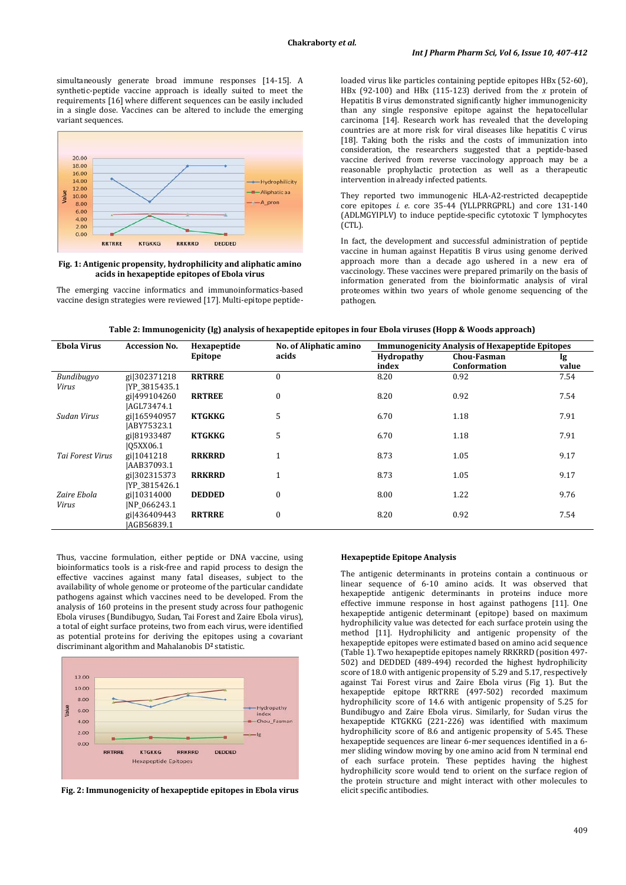simultaneously generate broad immune responses [14-15]. A synthetic-peptide vaccine approach is ideally suited to meet the requirements [16] where different sequences can be easily included in a single dose. Vaccines can be altered to include the emerging variant sequences.

**Fig. 1: Antigenic propensity, hydrophilicity and aliphatic amino acids in hexapeptide epitopes of Ebola virus**

The emerging vaccine informatics and immunoinformatics-based vaccine design strategies were reviewed [17]. Multi-epitope peptide-loaded virus like particles containing peptide epitopes HBx (52-60), HBx (92-100) and HBx (115-123) derived from the *x* protein of Hepatitis B virus demonstrated significantly higher immunogenicity than any single responsive epitope against the hepatocellular carcinoma [14]. Research work has revealed that the developing countries are at more risk for viral diseases like hepatitis C virus [18]. Taking both the risks and the costs of immunization into consideration, the researchers suggested that a peptide-based vaccine derived from reverse vaccinology approach may be a reasonable prophylactic protection as well as a therapeutic intervention in already infected patients.

They reported two immunogenic HLA-A2-restricted decapeptide core epitopes *i. e.* core 35-44 (YLLPRRGPRL) and core 131-140 (ADLMGYIPLV) to induce peptide-specific cytotoxic T lymphocytes (CTL).

In fact, the development and successful administration of peptide vaccine in human against Hepatitis B virus using genome derived approach more than a decade ago ushered in a new era of vaccinology. These vaccines were prepared primarily on the basis of information generated from the bioinformatic analysis of viral proteomes within two years of whole genome sequencing of the pathogen.

**Table 2: Immunogenicity (Ig) analysis of hexapeptide epitopes in four Ebola viruses (Hopp & Woods approach)**

| Ebola Virus | Accession No. | Hexapeptide Epitope | No. of Aliphatic amino acids | Immunogenicity Analysis of Hexapeptide Epitopes | | |
|---|---|---|---|---|---|---|
| | | | | Hydropathy index | Chou-Fasman Conformation | Ig value |
| *Bundibugyo Virus* | gi\|302371218 \|YP_3815435.1 | **RRTRRE** | 0 | 8.20 | 0.92 | 7.54 |
| | gi\|499104260 \|AGL73474.1 | **RRTREE** | 0 | 8.20 | 0.92 | 7.54 |
| *Sudan Virus* | gi\|165940957 \|ABY75323.1 | **KTGKKG** | 5 | 6.70 | 1.18 | 7.91 |
| | gi\|81933487 \|Q5XX06.1 | **KTGKKG** | 5 | 6.70 | 1.18 | 7.91 |
| *Tai Forest Virus* | gi\|1041218 \|AAB37093.1 | **RRKRRD** | 1 | 8.73 | 1.05 | 9.17 |
| | gi\|302315373 \|YP_3815426.1 | **RRKRRD** | 1 | 8.73 | 1.05 | 9.17 |
| *Zaire Ebola Virus* | gi\|10314000 \|NP_066243.1 | **DEDDED** | 0 | 8.00 | 1.22 | 9.76 |
| | gi\|436409443 \|AGB56839.1 | **RRTRRE** | 0 | 8.20 | 0.92 | 7.54 |

Thus, vaccine formulation, either peptide or DNA vaccine, using bioinformatics tools is a risk-free and rapid process to design the effective vaccines against many fatal diseases, subject to the availability of whole genome or proteome of the particular candidate pathogens against which vaccines need to be developed. From the analysis of 160 proteins in the present study across four pathogenic Ebola viruses (Bundibugyo, Sudan, Tai Forest and Zaire Ebola virus), a total of eight surface proteins, two from each virus, were identified as potential proteins for deriving the epitopes using a covariant discriminant algorithm and Mahalanobis $D^2$ statistic.

**Fig. 2: Immunogenicity of hexapeptide epitopes in Ebola virus**

### Hexapeptide Epitope Analysis

The antigenic determinants in proteins contain a continuous or linear sequence of 6-10 amino acids. It was observed that hexapeptide antigenic determinants in proteins induce more effective immune response in host against pathogens [11]. One hexapeptide antigenic determinant (epitope) based on maximum hydrophilicity value was detected for each surface protein using the method [11]. Hydrophilicity and antigenic propensity of the hexapeptide epitopes were estimated based on amino acid sequence (Table 1). Two hexapeptide epitopes namely RRKRRD (position 497-502) and DEDDED (489-494) recorded the highest hydrophilicity score of 18.0 with antigenic propensity of 5.29 and 5.17, respectively against Tai Forest virus and Zaire Ebola virus (Fig 1). But the hexapeptide epitope RRTRRE (497-502) recorded maximum hydrophilicity score of 14.6 with antigenic propensity of 5.25 for Bundibugyo and Zaire Ebola virus. Similarly, for Sudan virus the hexapeptide KTGKKG (221-226) was identified with maximum hydrophilicity score of 8.6 and antigenic propensity of 5.45. These hexapeptide sequences are linear 6-mer sequences identified in a 6-mer sliding window moving by one amino acid from N terminal end of each surface protein. These peptides having the highest hydrophilicity score would tend to orient on the surface region of the protein structure and might interact with other molecules to elicit specific antibodies.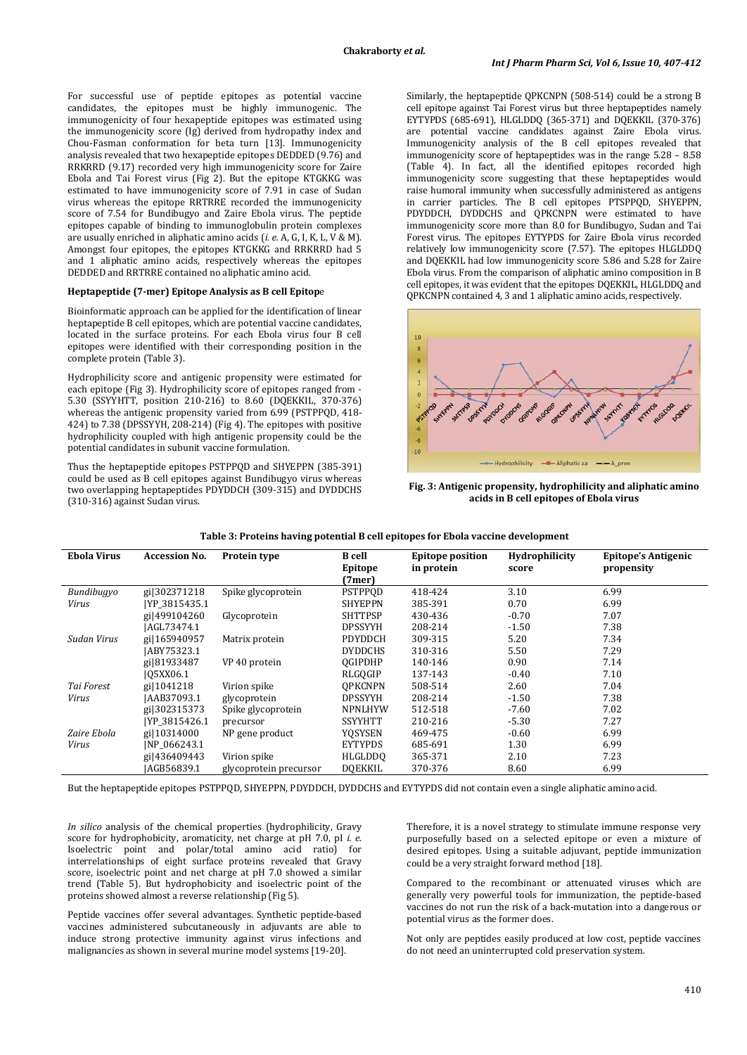For successful use of peptide epitopes as potential vaccine candidates, the epitopes must be highly immunogenic. The immunogenicity of four hexapeptide epitopes was estimated using the immunogenicity score (Ig) derived from hydropathy index and Chou-Fasman conformation for beta turn [13]. Immunogenicity analysis revealed that two hexapeptide epitopes DEDDED (9.76) and RRKRRD (9.17) recorded very high immunogenicity score for Zaire Ebola and Tai Forest virus (Fig 2). But the epitope KTGKKG was estimated to have immunogenicity score of 7.91 in case of Sudan virus whereas the epitope RRTRRE recorded the immunogenicity score of 7.54 for Bundibugyo and Zaire Ebola virus. The peptide epitopes capable of binding to immunoglobulin protein complexes are usually enriched in aliphatic amino acids (*i. e.* A, G, I, K, L, V & M). Amongst four epitopes, the epitopes KTGKKG and RRKRRD had 5 and 1 aliphatic amino acids, respectively whereas the epitopes DEDDED and RRTRRE contained no aliphatic amino acid.

### Heptapeptide (7-mer) Epitope Analysis as B cell Epitope

Bioinformatic approach can be applied for the identification of linear heptapeptide B cell epitopes, which are potential vaccine candidates, located in the surface proteins. For each Ebola virus four B cell epitopes were identified with their corresponding position in the complete protein (Table 3).

Hydrophilicity score and antigenic propensity were estimated for each epitope (Fig 3). Hydrophilicity score of epitopes ranged from -5.30 (SSYYHTT, position 210-216) to 8.60 (DQEKKIL, 370-376) whereas the antigenic propensity varied from 6.99 (PSTPPQD, 418-424) to 7.38 (DPSSYYH, 208-214) (Fig 4). The epitopes with positive hydrophilicity coupled with high antigenic propensity could be the potential candidates in subunit vaccine formulation.

Thus the heptapeptide epitopes PSTPPQD and SHYEPPN (385-391) could be used as B cell epitopes against Bundibugyo virus whereas two overlapping heptapeptides PDYDDCH (309-315) and DYDDCHS (310-316) against Sudan virus.

Similarly, the heptapeptide QPKCNPN (508-514) could be a strong B cell epitope against Tai Forest virus but three heptapeptides namely EYTYPDS (685-691), HLGLDDQ (365-371) and DQEKKIL (370-376) are potential vaccine candidates against Zaire Ebola virus. Immunogenicity analysis of the B cell epitopes revealed that immunogenicity score of heptapeptides was in the range 5.28 – 8.58 (Table 4). In fact, all the identified epitopes recorded high immunogenicity score suggesting that these heptapeptides would raise humoral immunity when successfully administered as antigens in carrier particles. The B cell epitopes PTSPPQD, SHYEPPN, PDYDDCH, DYDDCHS and QPKCNPN were estimated to have immunogenicity score more than 8.0 for Bundibugyo, Sudan and Tai Forest virus. The epitopes EYTYPDS for Zaire Ebola virus recorded relatively low immunogenicity score (7.57). The epitopes HLGLDDQ and DQEKKIL had low immunogenicity score 5.86 and 5.28 for Zaire Ebola virus. From the comparison of aliphatic amino composition in B cell epitopes, it was evident that the epitopes DQEKKIL, HLGLDDQ and QPKCNPN contained 4, 3 and 1 aliphatic amino acids, respectively.

Fig. 3: Antigenic propensity, hydrophilicity and aliphatic amino acids in B cell epitopes of Ebola virus

**Table 3: Proteins having potential B cell epitopes for Ebola vaccine development**

| Ebola Virus | Accession No. | Protein type | B cell Epitope (7mer) | Epitope position in protein | Hydrophilicity score | Epitope's Antigenic propensity |
|---|---|---|---|---|---|---|
| *Bundibugyo Virus* | gi\|302371218 \|YP_3815435.1 | Spike glycoprotein | PSTPPQD | 418-424 | 3.10 | 6.99 |
| | | | SHYEPPN | 385-391 | 0.70 | 6.99 |
| | gi\|499104260 \|AGL73474.1 | Glycoprotein | SHTTPSP | 430-436 | -0.70 | 7.07 |
| | | | DPSSYYH | 208-214 | -1.50 | 7.38 |
| *Sudan Virus* | gi\|165940957 \|ABY75323.1 | Matrix protein | PDYDDCH | 309-315 | 5.20 | 7.34 |
| | | | DYDDCHS | 310-316 | 5.50 | 7.29 |
| | gi\|81933487 \|Q5XX06.1 | VP 40 protein | QGIPDHP | 140-146 | 0.90 | 7.14 |
| | | | RLGQGIP | 137-143 | -0.40 | 7.10 |
| *Tai Forest Virus* | gi\|1041218 \|AAB37093.1 | Virion spike glycoprotein | QPKCNPN | 508-514 | 2.60 | 7.04 |
| | | | DPSSYYH | 208-214 | -1.50 | 7.38 |
| | gi\|302315373 \|YP_3815426.1 | Spike glycoprotein precursor | NPNLHYW | 512-518 | -7.60 | 7.02 |
| | | | SSYYHTT | 210-216 | -5.30 | 7.27 |
| *Zaire Ebola Virus* | gi\|10314000 \|NP_066243.1 | NP gene product | YQSYSEN | 469-475 | -0.60 | 6.99 |
| | | | EYTYPDS | 685-691 | 1.30 | 6.99 |
| | gi\|436409443 \|AGB56839.1 | Virion spike glycoprotein precursor | HLGLDDQ | 365-371 | 2.10 | 7.23 |
| | | | DQEKKIL | 370-376 | 8.60 | 6.99 |

But the heptapeptide epitopes PSTPPQD, SHYEPPN, PDYDDCH, DYDDCHS and EYTYPDS did not contain even a single aliphatic amino acid.

*In silico* analysis of the chemical properties (hydrophilicity, Gravy score for hydrophobicity, aromaticity, net charge at pH 7.0, pI *i. e.* Isoelectric point and polar/total amino acid ratio) for interrelationships of eight surface proteins revealed that Gravy score, isoelectric point and net charge at pH 7.0 showed a similar trend (Table 5). But hydrophobicity and isoelectric point of the proteins showed almost a reverse relationship (Fig 5).

Peptide vaccines offer several advantages. Synthetic peptide-based vaccines administered subcutaneously in adjuvants are able to induce strong protective immunity against virus infections and malignancies as shown in several murine model systems [19-20].

Therefore, it is a novel strategy to stimulate immune response very purposefully based on a selected epitope or even a mixture of desired epitopes. Using a suitable adjuvant, peptide immunization could be a very straight forward method [18].

Compared to the recombinant or attenuated viruses which are generally very powerful tools for immunization, the peptide-based vaccines do not run the risk of a back-mutation into a dangerous or potential virus as the former does.

Not only are peptides easily produced at low cost, peptide vaccines do not need an uninterrupted cold preservation system.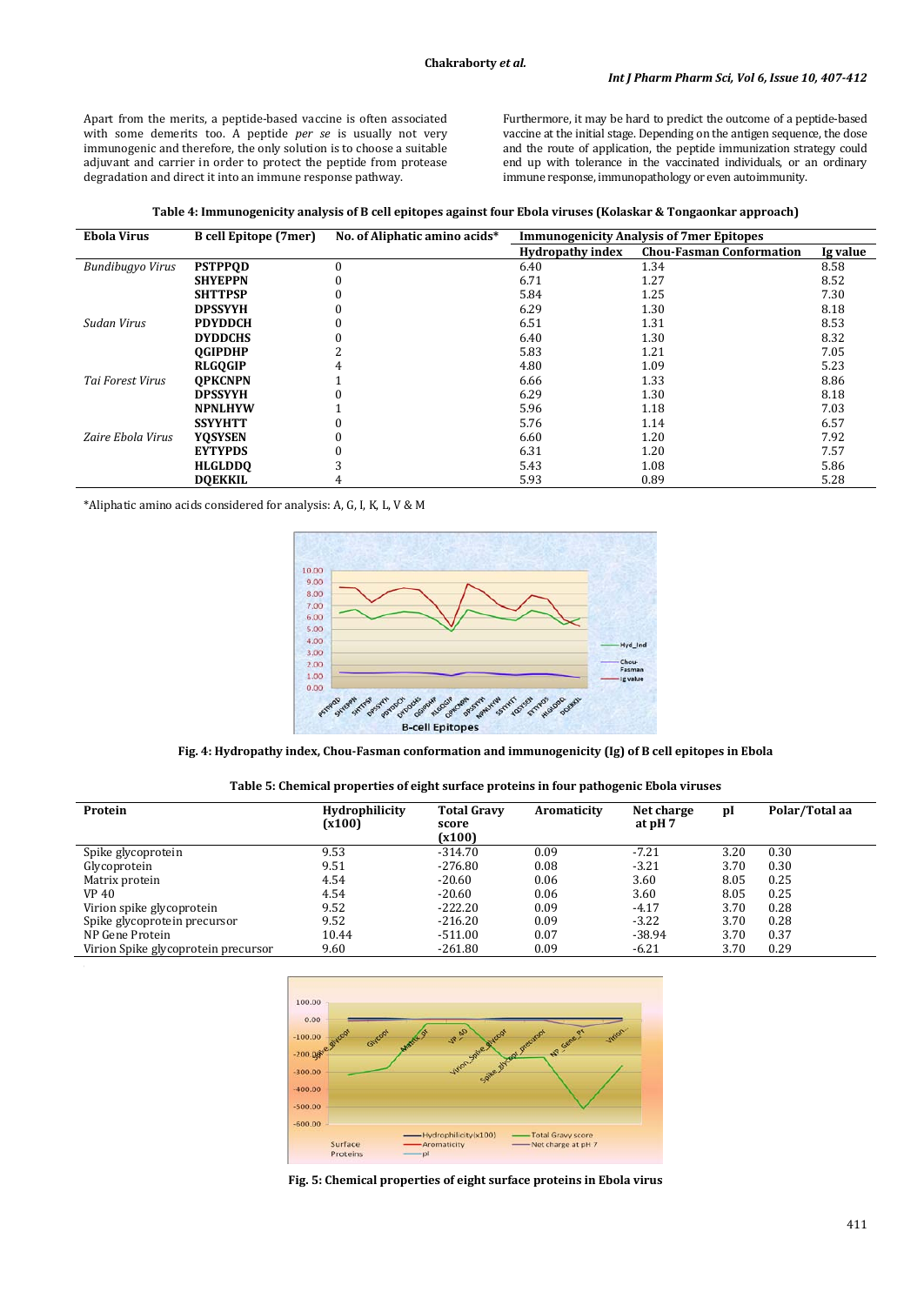Apart from the merits, a peptide-based vaccine is often associated with some demerits too. A peptide *per se* is usually not very immunogenic and therefore, the only solution is to choose a suitable adjuvant and carrier in order to protect the peptide from protease degradation and direct it into an immune response pathway.

Furthermore, it may be hard to predict the outcome of a peptide-based vaccine at the initial stage. Depending on the antigen sequence, the dose and the route of application, the peptide immunization strategy could end up with tolerance in the vaccinated individuals, or an ordinary immune response, immunopathology or even autoimmunity.

**Table 4: Immunogenicity analysis of B cell epitopes against four Ebola viruses (Kolaskar & Tongaonkar approach)**

| Ebola Virus | B cell Epitope (7mer) | No. of Aliphatic amino acids* | Immunogenicity Analysis of 7mer Epitopes | | |
|---|---|---|---|---|---|
| | | | Hydropathy index | Chou-Fasman Conformation | Ig value |
| *Bundibugyo Virus* | **PSTPPQD** | 0 | 6.40 | 1.34 | 8.58 |
| | **SHYEPPN** | 0 | 6.71 | 1.27 | 8.52 |
| | **SHTTPSP** | 0 | 5.84 | 1.25 | 7.30 |
| | **DPSSYYH** | 0 | 6.29 | 1.30 | 8.18 |
| *Sudan Virus* | **PDYDDCH** | 0 | 6.51 | 1.31 | 8.53 |
| | **DYDDCHS** | 0 | 6.40 | 1.30 | 8.32 |
| | **QGIPDHP** | 2 | 5.83 | 1.21 | 7.05 |
| | **RLGQGIP** | 4 | 4.80 | 1.09 | 5.23 |
| *Tai Forest Virus* | **QPKCNPN** | 1 | 6.66 | 1.33 | 8.86 |
| | **DPSSYYH** | 0 | 6.29 | 1.30 | 8.18 |
| | **NPNLHYW** | 1 | 5.96 | 1.18 | 7.03 |
| | **SSYYHTT** | 0 | 5.76 | 1.14 | 6.57 |
| *Zaire Ebola Virus* | **YQSYSEN** | 0 | 6.60 | 1.20 | 7.92 |
| | **EYTYPDS** | 0 | 6.31 | 1.20 | 7.57 |
| | **HLGLDDQ** | 3 | 5.43 | 1.08 | 5.86 |
| | **DQEKKIL** | 4 | 5.93 | 0.89 | 5.28 |

*Aliphatic amino acids considered for analysis: A, G, I, K, L, V & M

**Fig. 4: Hydropathy index, Chou-Fasman conformation and immunogenicity (Ig) of B cell epitopes in Ebola**

**Table 5: Chemical properties of eight surface proteins in four pathogenic Ebola viruses**

| Protein | Hydrophilicity (x100) | Total Gravy score (x100) | Aromaticity | Net charge at pH 7 | pI | Polar/Total aa |
|---|---|---|---|---|---|---|
| Spike glycoprotein | 9.53 | -314.70 | 0.09 | -7.21 | 3.20 | 0.30 |
| Glycoprotein | 9.51 | -276.80 | 0.08 | -3.21 | 3.70 | 0.30 |
| Matrix protein | 4.54 | -20.60 | 0.06 | 3.60 | 8.05 | 0.25 |
| VP 40 | 4.54 | -20.60 | 0.06 | 3.60 | 8.05 | 0.25 |
| Virion spike glycoprotein | 9.52 | -222.20 | 0.09 | -4.17 | 3.70 | 0.28 |
| Spike glycoprotein precursor | 9.52 | -216.20 | 0.09 | -3.22 | 3.70 | 0.28 |
| NP Gene Protein | 10.44 | -511.00 | 0.07 | -38.94 | 3.70 | 0.37 |
| Virion Spike glycoprotein precursor | 9.60 | -261.80 | 0.09 | -6.21 | 3.70 | 0.29 |

**Fig. 5: Chemical properties of eight surface proteins in Ebola virus**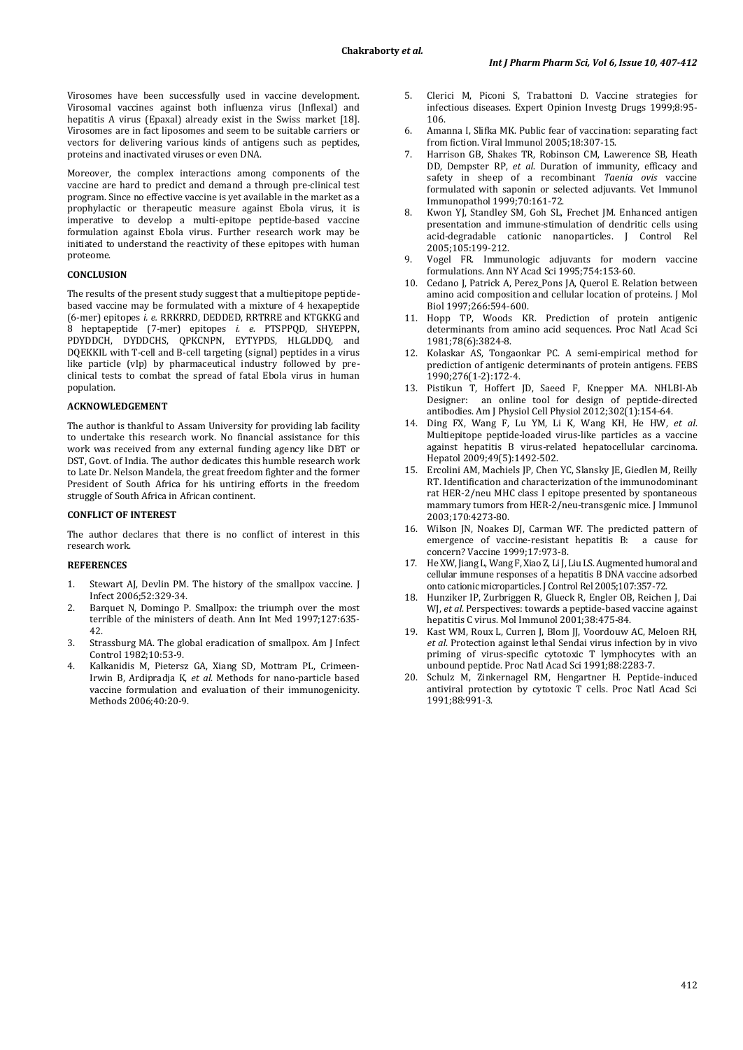Virosomes have been successfully used in vaccine development. Virosomal vaccines against both influenza virus (Inflexal) and hepatitis A virus (Epaxal) already exist in the Swiss market [18]. Virosomes are in fact liposomes and seem to be suitable carriers or vectors for delivering various kinds of antigens such as peptides, proteins and inactivated viruses or even DNA.

Moreover, the complex interactions among components of the vaccine are hard to predict and demand a through pre-clinical test program. Since no effective vaccine is yet available in the market as a prophylactic or therapeutic measure against Ebola virus, it is imperative to develop a multi-epitope peptide-based vaccine formulation against Ebola virus. Further research work may be initiated to understand the reactivity of these epitopes with human proteome.

## CONCLUSION

The results of the present study suggest that a multiepitope peptide-based vaccine may be formulated with a mixture of 4 hexapeptide (6-mer) epitopes *i. e.* RRKRRD, DEDDED, RRTRRE and KTGKKG and 8 heptapeptide (7-mer) epitopes *i. e.* PTSPPQD, SHYEPPN, PDYDDCH, DYDDCHS, QPKCNPN, EYTYPDS, HLGLDDQ, and DQEKKIL with T-cell and B-cell targeting (signal) peptides in a virus like particle (vlp) by pharmaceutical industry followed by pre-clinical tests to combat the spread of fatal Ebola virus in human population.

## ACKNOWLEDGEMENT

The author is thankful to Assam University for providing lab facility to undertake this research work. No financial assistance for this work was received from any external funding agency like DBT or DST, Govt. of India. The author dedicates this humble research work to Late Dr. Nelson Mandela, the great freedom fighter and the former President of South Africa for his untiring efforts in the freedom struggle of South Africa in African continent.

## CONFLICT OF INTEREST

The author declares that there is no conflict of interest in this research work.

## REFERENCES

1. Stewart AJ, Devlin PM. The history of the smallpox vaccine. J Infect 2006;52:329-34.
2. Barquet N, Domingo P. Smallpox: the triumph over the most terrible of the ministers of death. Ann Int Med 1997;127:635-42.
3. Strassburg MA. The global eradication of smallpox. Am J Infect Control 1982;10:53-9.
4. Kalkanidis M, Pietersz GA, Xiang SD, Mottram PL, Crimeen-Irwin B, Ardipradja K, *et al*. Methods for nano-particle based vaccine formulation and evaluation of their immunogenicity. Methods 2006;40:20-9.
5. Clerici M, Piconi S, Trabattoni D. Vaccine strategies for infectious diseases. Expert Opinion Investg Drugs 1999;8:95-106.
6. Amanna I, Slifka MK. Public fear of vaccination: separating fact from fiction. Viral Immunol 2005;18:307-15.
7. Harrison GB, Shakes TR, Robinson CM, Lawerence SB, Heath DD, Dempster RP, *et al*. Duration of immunity, efficacy and safety in sheep of a recombinant *Taenia ovis* vaccine formulated with saponin or selected adjuvants. Vet Immunol Immunopathol 1999;70:161-72.
8. Kwon YJ, Standley SM, Goh SL, Frechet JM. Enhanced antigen presentation and immune-stimulation of dendritic cells using acid-degradable cationic nanoparticles. J Control Rel 2005;105:199-212.
9. Vogel FR. Immunologic adjuvants for modern vaccine formulations. Ann NY Acad Sci 1995;754:153-60.
10. Cedano J, Patrick A, Perez_Pons JA, Querol E. Relation between amino acid composition and cellular location of proteins. J Mol Biol 1997;266:594-600.
11. Hopp TP, Woods KR. Prediction of protein antigenic determinants from amino acid sequences. Proc Natl Acad Sci 1981;78(6):3824-8.
12. Kolaskar AS, Tongaonkar PC. A semi-empirical method for prediction of antigenic determinants of protein antigens. FEBS 1990;276(1-2):172-4.
13. Pistikun T, Hoffert JD, Saeed F, Knepper MA. NHLBI-Ab Designer: an online tool for design of peptide-directed antibodies. Am J Physiol Cell Physiol 2012;302(1):154-64.
14. Ding FX, Wang F, Lu YM, Li K, Wang KH, He HW, *et al*. Multiepitope peptide-loaded virus-like particles as a vaccine against hepatitis B virus-related hepatocellular carcinoma. Hepatol 2009;49(5):1492-502.
15. Ercolini AM, Machiels JP, Chen YC, Slansky JE, Giedlen M, Reilly RT. Identification and characterization of the immunodominant rat HER-2/neu MHC class I epitope presented by spontaneous mammary tumors from HER-2/neu-transgenic mice. J Immunol 2003;170:4273-80.
16. Wilson JN, Noakes DJ, Carman WF. The predicted pattern of emergence of vaccine-resistant hepatitis B: a cause for concern? Vaccine 1999;17:973-8.
17. He XW, Jiang L, Wang F, Xiao Z, Li J, Liu LS. Augmented humoral and cellular immune responses of a hepatitis B DNA vaccine adsorbed onto cationic microparticles. J Control Rel 2005;107:357-72.
18. Hunziker IP, Zurbriggen R, Glueck R, Engler OB, Reichen J, Dai WJ, *et al*. Perspectives: towards a peptide-based vaccine against hepatitis C virus. Mol Immunol 2001;38:475-84.
19. Kast WM, Roux L, Curren J, Blom JJ, Voordouw AC, Meloen RH, *et al*. Protection against lethal Sendai virus infection by in vivo priming of virus-specific cytotoxic T lymphocytes with an unbound peptide. Proc Natl Acad Sci 1991;88:2283-7.
20. Schulz M, Zinkernagel RM, Hengartner H. Peptide-induced antiviral protection by cytotoxic T cells. Proc Natl Acad Sci 1991;88:991-3.